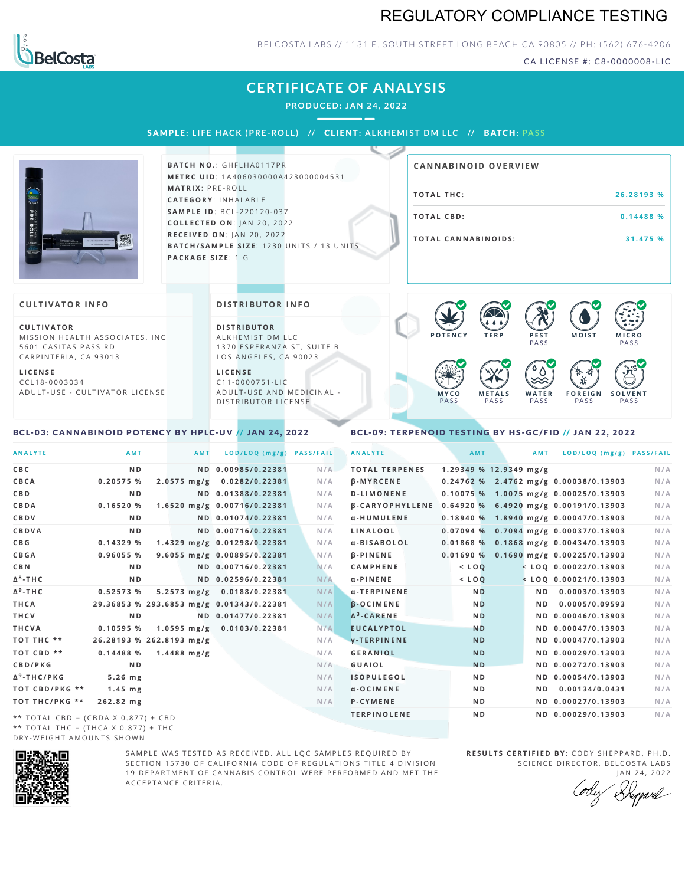# REGULATORY COMPLIANCE TESTING

BELCOSTA LABS // 1131 E. SOUTH STREET LONG BEACH CA 90805 // PH: (562) 676-4206

CA LICENSE #: C8-0000008-LIC

## CERTIFICATE OF ANALYSIS

PRODUCED: JAN 24, 2022

**SAMPLE:** LIFE HACK (PRE-ROLL) // **CLIENT:** ALKHEMIST DM LLC // **BATCH:** PASS

**BATCH NO.:** GHFLHA0117PR
**METRC UID:** 1A406030000A423000004531
**MATRIX:** PRE-ROLL
**CATEGORY:** INHALABLE
**SAMPLE ID:** BCL-220120-037
**COLLECTED ON:** JAN 20, 2022
**RECEIVED ON:** JAN 20, 2022
**BATCH/SAMPLE SIZE:** 1230 UNITS / 13 UNITS
**PACKAGE SIZE:** 1 G

### CANNABINOID OVERVIEW

| | |
|---|---|
| TOTAL THC: | 26.28193 % |
| TOTAL CBD: | 0.14488 % |
| TOTAL CANNABINOIDS: | 31.475 % |

### CULTIVATOR INFO

**CULTIVATOR**
MISSION HEALTH ASSOCIATES, INC
5601 CASITAS PASS RD
CARPINTERIA, CA 93013

**LICENSE**
CCL18-0003034
ADULT-USE - CULTIVATOR LICENSE

### DISTRIBUTOR INFO

**DISTRIBUTOR**
ALKHEMIST DM LLC
1370 ESPERANZA ST, SUITE B
LOS ANGELES, CA 90023

**LICENSE**
C11-0000751-LIC
ADULT-USE AND MEDICINAL - DISTRIBUTOR LICENSE

POTENCY | TERP | PEST PASS | MOIST | MICRO PASS | MYCO PASS | METALS PASS | WATER PASS | FOREIGN PASS | SOLVENT PASS

### BCL-03: CANNABINOID POTENCY BY HPLC-UV // JAN 24, 2022

| ANALYTE | AMT | AMT | LOD/LOQ (mg/g) | PASS/FAIL |
|---|---|---|---|---|
| CBC | ND | ND | 0.00985/0.22381 | N/A |
| CBCA | 0.20575 % | 2.0575 mg/g | 0.0282/0.22381 | N/A |
| CBD | ND | ND | 0.01388/0.22381 | N/A |
| CBDA | 0.16520 % | 1.6520 mg/g | 0.00716/0.22381 | N/A |
| CBDV | ND | ND | 0.01074/0.22381 | N/A |
| CBDVA | ND | ND | 0.00716/0.22381 | N/A |
| CBG | 0.14329 % | 1.4329 mg/g | 0.01298/0.22381 | N/A |
| CBGA | 0.96055 % | 9.6055 mg/g | 0.00895/0.22381 | N/A |
| CBN | ND | ND | 0.00716/0.22381 | N/A |
| $\Delta^8$-THC | ND | ND | 0.02596/0.22381 | N/A |
| $\Delta^9$-THC | 0.52573 % | 5.2573 mg/g | 0.0188/0.22381 | N/A |
| THCA | 29.36853 % | 293.6853 mg/g | 0.01343/0.22381 | N/A |
| THCV | ND | ND | 0.01477/0.22381 | N/A |
| THCVA | 0.10595 % | 1.0595 mg/g | 0.0103/0.22381 | N/A |
| TOT THC ** | 26.28193 % | 262.8193 mg/g | | N/A |
| TOT CBD ** | 0.14488 % | 1.4488 mg/g | | N/A |
| CBD/PKG | ND | | | N/A |
| $\Delta^9$-THC/PKG | 5.26 mg | | | N/A |
| TOT CBD/PKG ** | 1.45 mg | | | N/A |
| TOT THC/PKG ** | 262.82 mg | | | N/A |

** TOTAL CBD = (CBDA X 0.877) + CBD
** TOTAL THC = (THCA X 0.877) + THC
DRY-WEIGHT AMOUNTS SHOWN

### BCL-09: TERPENOID TESTING BY HS-GC/FID // JAN 22, 2022

| ANALYTE | AMT | AMT | LOD/LOQ (mg/g) | PASS/FAIL |
|---|---|---|---|---|
| TOTAL TERPENES | 1.29349 % | 12.9349 mg/g | | N/A |
| β-MYRCENE | 0.24762 % | 2.4762 mg/g | 0.00038/0.13903 | N/A |
| D-LIMONENE | 0.10075 % | 1.0075 mg/g | 0.00025/0.13903 | N/A |
| β-CARYOPHYLLENE | 0.64920 % | 6.4920 mg/g | 0.00191/0.13903 | N/A |
| α-HUMULENE | 0.18940 % | 1.8940 mg/g | 0.00047/0.13903 | N/A |
| LINALOOL | 0.07094 % | 0.7094 mg/g | 0.00037/0.13903 | N/A |
| α-BISABOLOL | 0.01868 % | 0.1868 mg/g | 0.00434/0.13903 | N/A |
| β-PINENE | 0.01690 % | 0.1690 mg/g | 0.00225/0.13903 | N/A |
| CAMPHENE | < LOQ | < LOQ | 0.00022/0.13903 | N/A |
| α-PINENE | < LOQ | < LOQ | 0.00021/0.13903 | N/A |
| α-TERPINENE | ND | ND | 0.0003/0.13903 | N/A |
| β-OCIMENE | ND | ND | 0.0005/0.09593 | N/A |
| $\Delta^3$-CARENE | ND | ND | 0.00046/0.13903 | N/A |
| EUCALYPTOL | ND | ND | 0.00047/0.13903 | N/A |
| γ-TERPINENE | ND | ND | 0.00047/0.13903 | N/A |
| GERANIOL | ND | ND | 0.00029/0.13903 | N/A |
| GUAIOL | ND | ND | 0.00272/0.13903 | N/A |
| ISOPULEGOL | ND | ND | 0.00054/0.13903 | N/A |
| α-OCIMENE | ND | ND | 0.00134/0.0431 | N/A |
| P-CYMENE | ND | ND | 0.00027/0.13903 | N/A |
| TERPINOLENE | ND | ND | 0.00029/0.13903 | N/A |

SAMPLE WAS TESTED AS RECEIVED. ALL LQC SAMPLES REQUIRED BY SECTION 15730 OF CALIFORNIA CODE OF REGULATIONS TITLE 4 DIVISION 19 DEPARTMENT OF CANNABIS CONTROL WERE PERFORMED AND MET THE ACCEPTANCE CRITERIA.

**RESULTS CERTIFIED BY:** CODY SHEPPARD, PH.D.
SCIENCE DIRECTOR, BELCOSTA LABS
JAN 24, 2022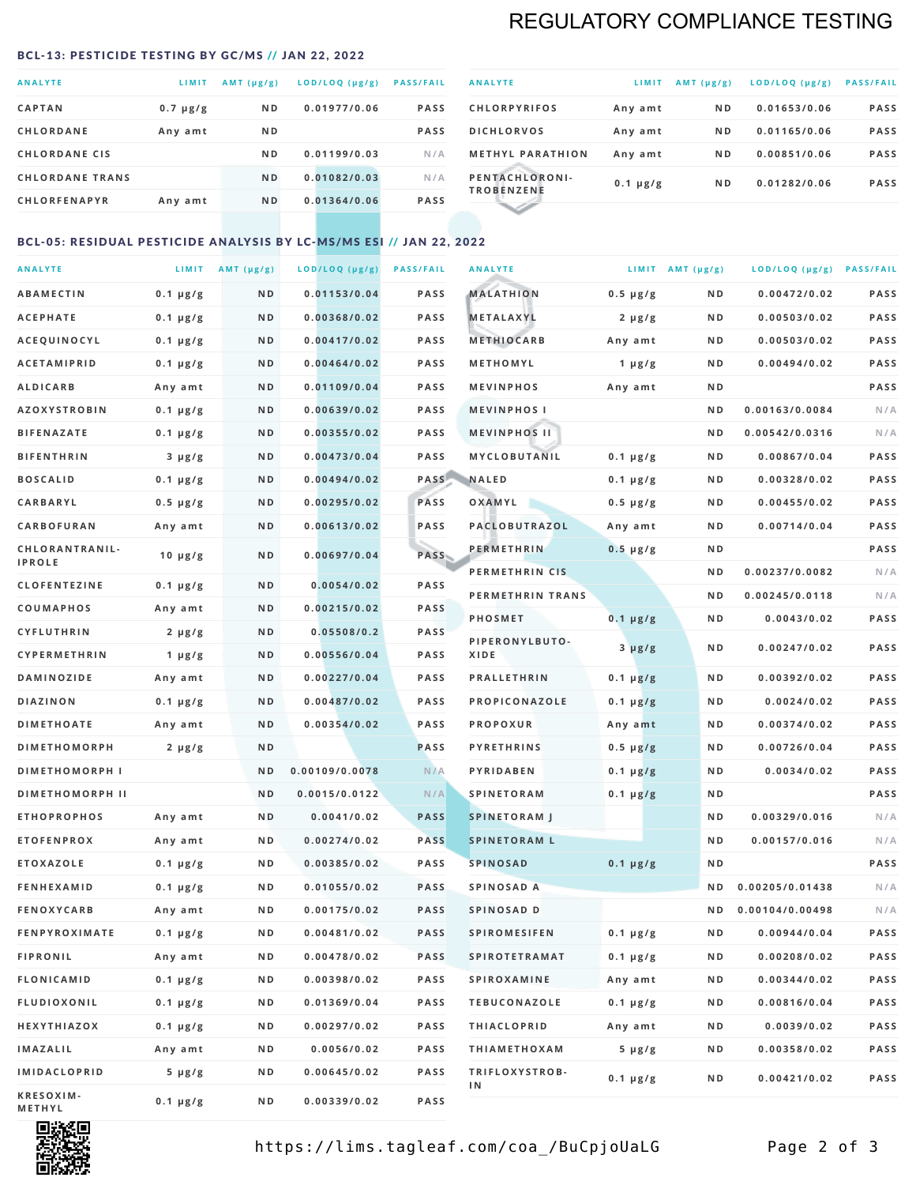# REGULATORY COMPLIANCE TESTING

## BCL-13: PESTICIDE TESTING BY GC/MS // JAN 22, 2022

| ANALYTE | LIMIT | AMT (μg/g) | LOD/LOQ (μg/g) | PASS/FAIL |
|---|---|---|---|---|
| CAPTAN | 0.7 μg/g | ND | 0.01977/0.06 | PASS |
| CHLORDANE | Any amt | ND | | PASS |
| CHLORDANE CIS | | ND | 0.01199/0.03 | N/A |
| CHLORDANE TRANS | | ND | 0.01082/0.03 | N/A |
| CHLORFENAPYR | Any amt | ND | 0.01364/0.06 | PASS |
| CHLORPYRIFOS | Any amt | ND | 0.01653/0.06 | PASS |
| DICHLORVOS | Any amt | ND | 0.01165/0.06 | PASS |
| METHYL PARATHION | Any amt | ND | 0.00851/0.06 | PASS |
| PENTACHLORONITROBENZENE | 0.1 μg/g | ND | 0.01282/0.06 | PASS |

## BCL-05: RESIDUAL PESTICIDE ANALYSIS BY LC-MS/MS ESI // JAN 22, 2022

| ANALYTE | LIMIT | AMT (μg/g) | LOD/LOQ (μg/g) | PASS/FAIL |
|---|---|---|---|---|
| ABAMECTIN | 0.1 μg/g | ND | 0.01153/0.04 | PASS |
| ACEPHATE | 0.1 μg/g | ND | 0.00368/0.02 | PASS |
| ACEQUINOCYL | 0.1 μg/g | ND | 0.00417/0.02 | PASS |
| ACETAMIPRID | 0.1 μg/g | ND | 0.00464/0.02 | PASS |
| ALDICARB | Any amt | ND | 0.01109/0.04 | PASS |
| AZOXYSTROBIN | 0.1 μg/g | ND | 0.00639/0.02 | PASS |
| BIFENAZATE | 0.1 μg/g | ND | 0.00355/0.02 | PASS |
| BIFENTHRIN | 3 μg/g | ND | 0.00473/0.04 | PASS |
| BOSCALID | 0.1 μg/g | ND | 0.00494/0.02 | PASS |
| CARBARYL | 0.5 μg/g | ND | 0.00295/0.02 | PASS |
| CARBOFURAN | Any amt | ND | 0.00613/0.02 | PASS |
| CHLORANTRANILIPROLE | 10 μg/g | ND | 0.00697/0.04 | PASS |
| CLOFENTEZINE | 0.1 μg/g | ND | 0.0054/0.02 | PASS |
| COUMAPHOS | Any amt | ND | 0.00215/0.02 | PASS |
| CYFLUTHRIN | 2 μg/g | ND | 0.05508/0.2 | PASS |
| CYPERMETHRIN | 1 μg/g | ND | 0.00556/0.04 | PASS |
| DAMINOZIDE | Any amt | ND | 0.00227/0.04 | PASS |
| DIAZINON | 0.1 μg/g | ND | 0.00487/0.02 | PASS |
| DIMETHOATE | Any amt | ND | 0.00354/0.02 | PASS |
| DIMETHOMORPH | 2 μg/g | ND | | PASS |
| DIMETHOMORPH I | | ND | 0.00109/0.0078 | N/A |
| DIMETHOMORPH II | | ND | 0.0015/0.0122 | N/A |
| ETHOPROPHOS | Any amt | ND | 0.0041/0.02 | PASS |
| ETOFENPROX | Any amt | ND | 0.00274/0.02 | PASS |
| ETOXAZOLE | 0.1 μg/g | ND | 0.00385/0.02 | PASS |
| FENHEXAMID | 0.1 μg/g | ND | 0.01055/0.02 | PASS |
| FENOXYCARB | Any amt | ND | 0.00175/0.02 | PASS |
| FENPYROXIMATE | 0.1 μg/g | ND | 0.00481/0.02 | PASS |
| FIPRONIL | Any amt | ND | 0.00478/0.02 | PASS |
| FLONICAMID | 0.1 μg/g | ND | 0.00398/0.02 | PASS |
| FLUDIOXONIL | 0.1 μg/g | ND | 0.01369/0.04 | PASS |
| HEXYTHIAZOX | 0.1 μg/g | ND | 0.00297/0.02 | PASS |
| IMAZALIL | Any amt | ND | 0.0056/0.02 | PASS |
| IMIDACLOPRID | 5 μg/g | ND | 0.00645/0.02 | PASS |
| KRESOXIM-METHYL | 0.1 μg/g | ND | 0.00339/0.02 | PASS |
| MALATHION | 0.5 μg/g | ND | 0.00472/0.02 | PASS |
| METALAXYL | 2 μg/g | ND | 0.00503/0.02 | PASS |
| METHIOCARB | Any amt | ND | 0.00503/0.02 | PASS |
| METHOMYL | 1 μg/g | ND | 0.00494/0.02 | PASS |
| MEVINPHOS | Any amt | ND | | PASS |
| MEVINPHOS I | | ND | 0.00163/0.0084 | N/A |
| MEVINPHOS II | | ND | 0.00542/0.0316 | N/A |
| MYCLOBUTANIL | 0.1 μg/g | ND | 0.00867/0.04 | PASS |
| NALED | 0.1 μg/g | ND | 0.00328/0.02 | PASS |
| OXAMYL | 0.5 μg/g | ND | 0.00455/0.02 | PASS |
| PACLOBUTRAZOL | Any amt | ND | 0.00714/0.04 | PASS |
| PERMETHRIN | 0.5 μg/g | ND | | PASS |
| PERMETHRIN CIS | | ND | 0.00237/0.0082 | N/A |
| PERMETHRIN TRANS | | ND | 0.00245/0.0118 | N/A |
| PHOSMET | 0.1 μg/g | ND | 0.0043/0.02 | PASS |
| PIPERONYLBUTOXIDE | 3 μg/g | ND | 0.00247/0.02 | PASS |
| PRALLETHRIN | 0.1 μg/g | ND | 0.00392/0.02 | PASS |
| PROPICONAZOLE | 0.1 μg/g | ND | 0.0024/0.02 | PASS |
| PROPOXUR | Any amt | ND | 0.00374/0.02 | PASS |
| PYRETHRINS | 0.5 μg/g | ND | 0.00726/0.04 | PASS |
| PYRIDABEN | 0.1 μg/g | ND | 0.0034/0.02 | PASS |
| SPINETORAM | 0.1 μg/g | ND | | PASS |
| SPINETORAM J | | ND | 0.00329/0.016 | N/A |
| SPINETORAM L | | ND | 0.00157/0.016 | N/A |
| SPINOSAD | 0.1 μg/g | ND | | PASS |
| SPINOSAD A | | ND | 0.00205/0.01438 | N/A |
| SPINOSAD D | | ND | 0.00104/0.00498 | N/A |
| SPIROMESIFEN | 0.1 μg/g | ND | 0.00944/0.04 | PASS |
| SPIROTETRAMAT | 0.1 μg/g | ND | 0.00208/0.02 | PASS |
| SPIROXAMINE | Any amt | ND | 0.00344/0.02 | PASS |
| TEBUCONAZOLE | 0.1 μg/g | ND | 0.00816/0.04 | PASS |
| THIACLOPRID | Any amt | ND | 0.0039/0.02 | PASS |
| THIAMETHOXAM | 5 μg/g | ND | 0.00358/0.02 | PASS |
| TRIFLOXYSTROBIN | 0.1 μg/g | ND | 0.00421/0.02 | PASS |

https://lims.tagleaf.com/coa_/BuCpjoUaLG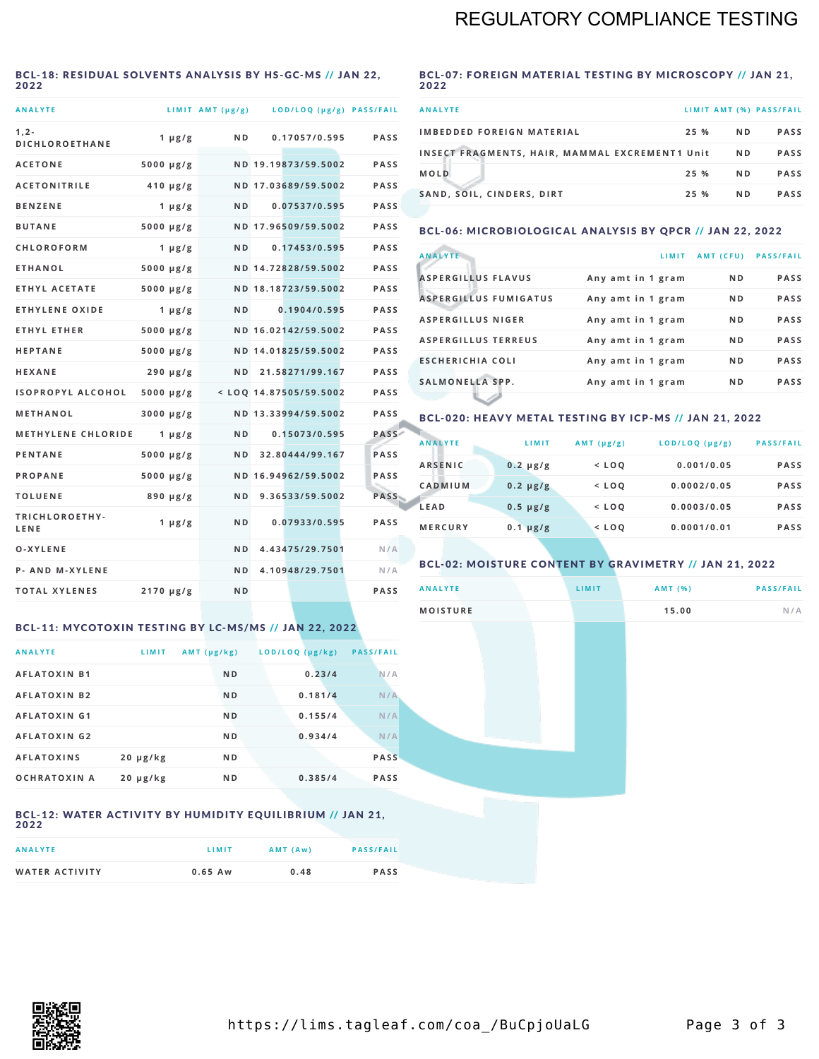## REGULATORY COMPLIANCE TESTING

### BCL-18: RESIDUAL SOLVENTS ANALYSIS BY HS-GC-MS // JAN 22, 2022

| ANALYTE | LIMIT | AMT (µg/g) | LOD/LOQ (µg/g) | PASS/FAIL |
|---|---|---|---|---|
| 1,2-DICHLOROETHANE | 1 µg/g | ND | 0.17057/0.595 | PASS |
| ACETONE | 5000 µg/g | ND | 19.19873/59.5002 | PASS |
| ACETONITRILE | 410 µg/g | ND | 17.03689/59.5002 | PASS |
| BENZENE | 1 µg/g | ND | 0.07537/0.595 | PASS |
| BUTANE | 5000 µg/g | ND | 17.96509/59.5002 | PASS |
| CHLOROFORM | 1 µg/g | ND | 0.17453/0.595 | PASS |
| ETHANOL | 5000 µg/g | ND | 14.72828/59.5002 | PASS |
| ETHYL ACETATE | 5000 µg/g | ND | 18.18723/59.5002 | PASS |
| ETHYLENE OXIDE | 1 µg/g | ND | 0.1904/0.595 | PASS |
| ETHYL ETHER | 5000 µg/g | ND | 16.02142/59.5002 | PASS |
| HEPTANE | 5000 µg/g | ND | 14.01825/59.5002 | PASS |
| HEXANE | 290 µg/g | ND | 21.58271/99.167 | PASS |
| ISOPROPYL ALCOHOL | 5000 µg/g | < LOQ | 14.87505/59.5002 | PASS |
| METHANOL | 3000 µg/g | ND | 13.33994/59.5002 | PASS |
| METHYLENE CHLORIDE | 1 µg/g | ND | 0.15073/0.595 | PASS |
| PENTANE | 5000 µg/g | ND | 32.80444/99.167 | PASS |
| PROPANE | 5000 µg/g | ND | 16.94962/59.5002 | PASS |
| TOLUENE | 890 µg/g | ND | 9.36533/59.5002 | PASS |
| TRICHLOROETHYLENE | 1 µg/g | ND | 0.07933/0.595 | PASS |
| O-XYLENE | | ND | 4.43475/29.7501 | N/A |
| P- AND M-XYLENE | | ND | 4.10948/29.7501 | N/A |
| TOTAL XYLENES | 2170 µg/g | ND | | PASS |

### BCL-11: MYCOTOXIN TESTING BY LC-MS/MS // JAN 22, 2022

| ANALYTE | LIMIT | AMT (µg/kg) | LOD/LOQ (µg/kg) | PASS/FAIL |
|---|---|---|---|---|
| AFLATOXIN B1 | | ND | 0.23/4 | N/A |
| AFLATOXIN B2 | | ND | 0.181/4 | N/A |
| AFLATOXIN G1 | | ND | 0.155/4 | N/A |
| AFLATOXIN G2 | | ND | 0.934/4 | N/A |
| AFLATOXINS | 20 µg/kg | ND | | PASS |
| OCHRATOXIN A | 20 µg/kg | ND | 0.385/4 | PASS |

### BCL-12: WATER ACTIVITY BY HUMIDITY EQUILIBRIUM // JAN 21, 2022

| ANALYTE | LIMIT | AMT (Aw) | PASS/FAIL |
|---|---|---|---|
| WATER ACTIVITY | 0.65 Aw | 0.48 | PASS |

### BCL-07: FOREIGN MATERIAL TESTING BY MICROSCOPY // JAN 21, 2022

| ANALYTE | LIMIT | AMT (%) | PASS/FAIL |
|---|---|---|---|
| IMBEDDED FOREIGN MATERIAL | 25 % | ND | PASS |
| INSECT FRAGMENTS, HAIR, MAMMAL EXCREMENT | 1 Unit | ND | PASS |
| MOLD | 25 % | ND | PASS |
| SAND, SOIL, CINDERS, DIRT | 25 % | ND | PASS |

### BCL-06: MICROBIOLOGICAL ANALYSIS BY QPCR // JAN 22, 2022

| ANALYTE | LIMIT | AMT (CFU) | PASS/FAIL |
|---|---|---|---|
| ASPERGILLUS FLAVUS | Any amt in 1 gram | ND | PASS |
| ASPERGILLUS FUMIGATUS | Any amt in 1 gram | ND | PASS |
| ASPERGILLUS NIGER | Any amt in 1 gram | ND | PASS |
| ASPERGILLUS TERREUS | Any amt in 1 gram | ND | PASS |
| ESCHERICHIA COLI | Any amt in 1 gram | ND | PASS |
| SALMONELLA SPP. | Any amt in 1 gram | ND | PASS |

### BCL-020: HEAVY METAL TESTING BY ICP-MS // JAN 21, 2022

| ANALYTE | LIMIT | AMT (µg/g) | LOD/LOQ (µg/g) | PASS/FAIL |
|---|---|---|---|---|
| ARSENIC | 0.2 µg/g | < LOQ | 0.001/0.05 | PASS |
| CADMIUM | 0.2 µg/g | < LOQ | 0.0002/0.05 | PASS |
| LEAD | 0.5 µg/g | < LOQ | 0.0003/0.05 | PASS |
| MERCURY | 0.1 µg/g | < LOQ | 0.0001/0.01 | PASS |

### BCL-02: MOISTURE CONTENT BY GRAVIMETRY // JAN 21, 2022

| ANALYTE | LIMIT | AMT (%) | PASS/FAIL |
|---|---|---|---|
| MOISTURE | | 15.00 | N/A |

https://lims.tagleaf.com/coa_/BuCpjoUaLG